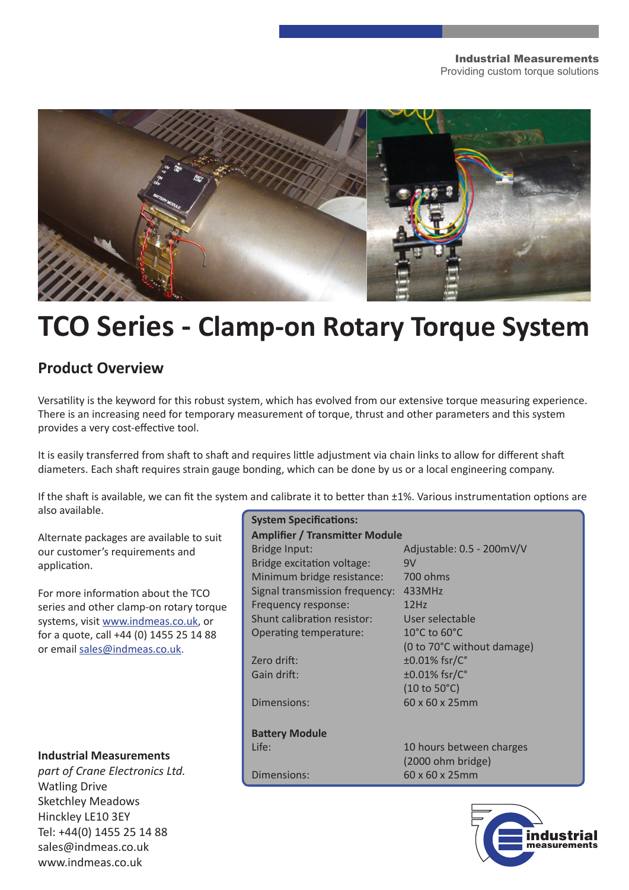Industrial Measurements
Providing custom torque solutions

# TCO Series - Clamp-on Rotary Torque System

## Product Overview

Versatility is the keyword for this robust system, which has evolved from our extensive torque measuring experience. There is an increasing need for temporary measurement of torque, thrust and other parameters and this system provides a very cost-effective tool.

It is easily transferred from shaft to shaft and requires little adjustment via chain links to allow for different shaft diameters. Each shaft requires strain gauge bonding, which can be done by us or a local engineering company.

If the shaft is available, we can fit the system and calibrate it to better than ±1%. Various instrumentation options are also available.

Alternate packages are available to suit our customer's requirements and application.

For more information about the TCO series and other clamp-on rotary torque systems, visit www.indmeas.co.uk, or for a quote, call +44 (0) 1455 25 14 88 or email sales@indmeas.co.uk.

**System Specifications:**

**Amplifier / Transmitter Module**

| | |
|---|---|
| Bridge Input: | Adjustable: 0.5 - 200mV/V |
| Bridge excitation voltage: | 9V |
| Minimum bridge resistance: | 700 ohms |
| Signal transmission frequency: | 433MHz |
| Frequency response: | 12Hz |
| Shunt calibration resistor: | User selectable |
| Operating temperature: | 10°C to 60°C (0 to 70°C without damage) |
| Zero drift: | ±0.01% fsr/C° |
| Gain drift: | ±0.01% fsr/C° (10 to 50°C) |
| Dimensions: | 60 x 60 x 25mm |

**Battery Module**

| | |
|---|---|
| Life: | 10 hours between charges (2000 ohm bridge) |
| Dimensions: | 60 x 60 x 25mm |

**Industrial Measurements**
*part of Crane Electronics Ltd.*
Watling Drive
Sketchley Meadows
Hinckley LE10 3EY
Tel: +44(0) 1455 25 14 88
sales@indmeas.co.uk
www.indmeas.co.uk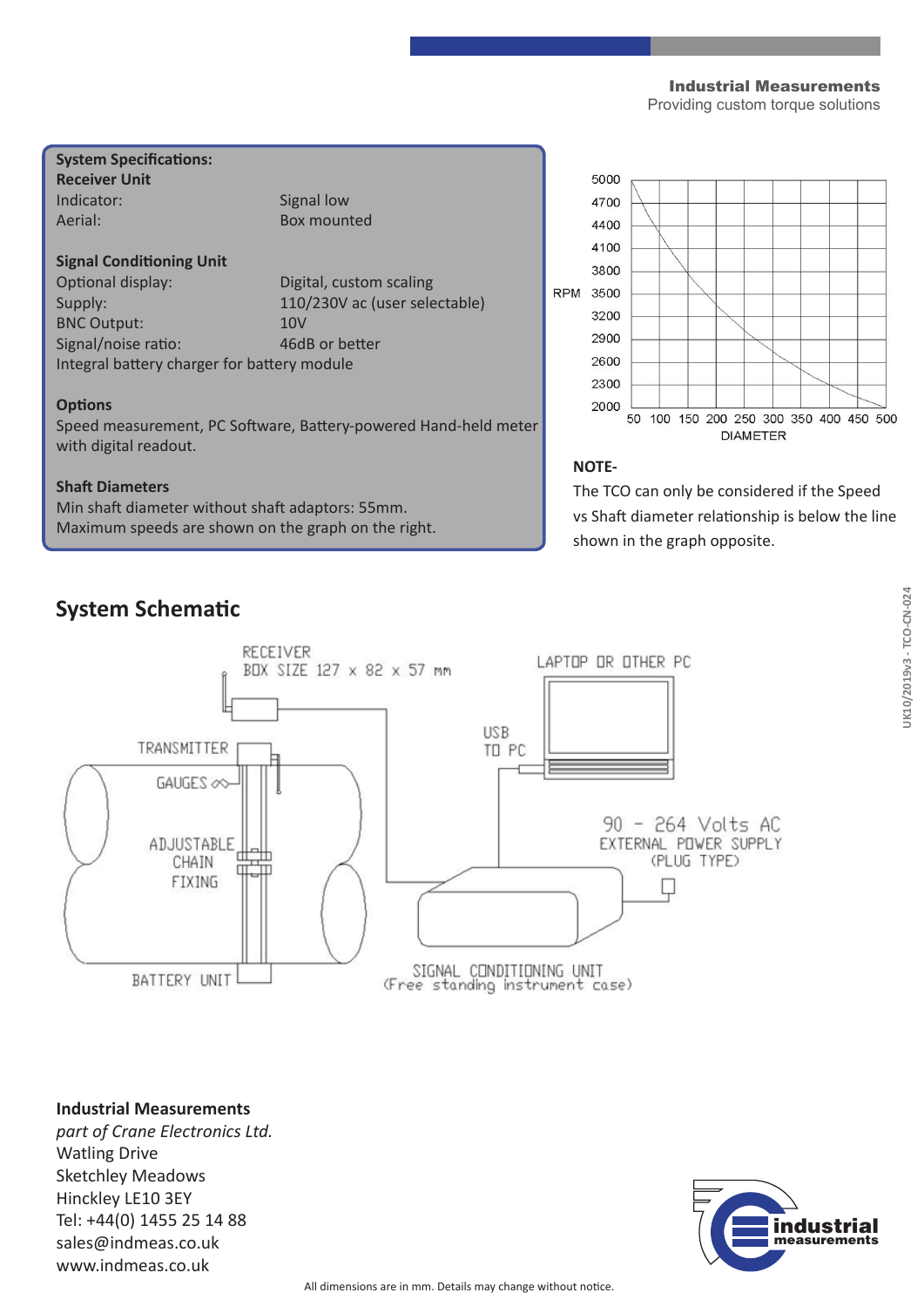**Industrial Measurements**
Providing custom torque solutions

**System Specifications:**

**Receiver Unit**

Indicator: Signal low
Aerial: Box mounted

**Signal Conditioning Unit**

Optional display: Digital, custom scaling
Supply: 110/230V ac (user selectable)
BNC Output: 10V
Signal/noise ratio: 46dB or better
Integral battery charger for battery module

**Options**

Speed measurement, PC Software, Battery-powered Hand-held meter with digital readout.

**Shaft Diameters**

Min shaft diameter without shaft adaptors: 55mm.
Maximum speeds are shown on the graph on the right.

RPM
5000
4700
4400
4100
3800
3500
3200
2900
2600
2300
2000
50 100 150 200 250 300 350 400 450 500
DIAMETER

**NOTE-**

The TCO can only be considered if the Speed vs Shaft diameter relationship is below the line shown in the graph opposite.

## System Schematic

RECEIVER
BOX SIZE 127 x 82 x 57 mm
LAPTOP OR OTHER PC
TRANSMITTER
USB
TO PC
GAUGES
ADJUSTABLE
CHAIN
FIXING
90 - 264 Volts AC
EXTERNAL POWER SUPPLY
(PLUG TYPE)
BATTERY UNIT
SIGNAL CONDITIONING UNIT
(Free standing instrument case)

**Industrial Measurements**
*part of Crane Electronics Ltd.*
Watling Drive
Sketchley Meadows
Hinckley LE10 3EY
Tel: +44(0) 1455 25 14 88
sales@indmeas.co.uk
www.indmeas.co.uk

All dimensions are in mm. Details may change without notice.

UK10/2019v3 - TCO-CN-024